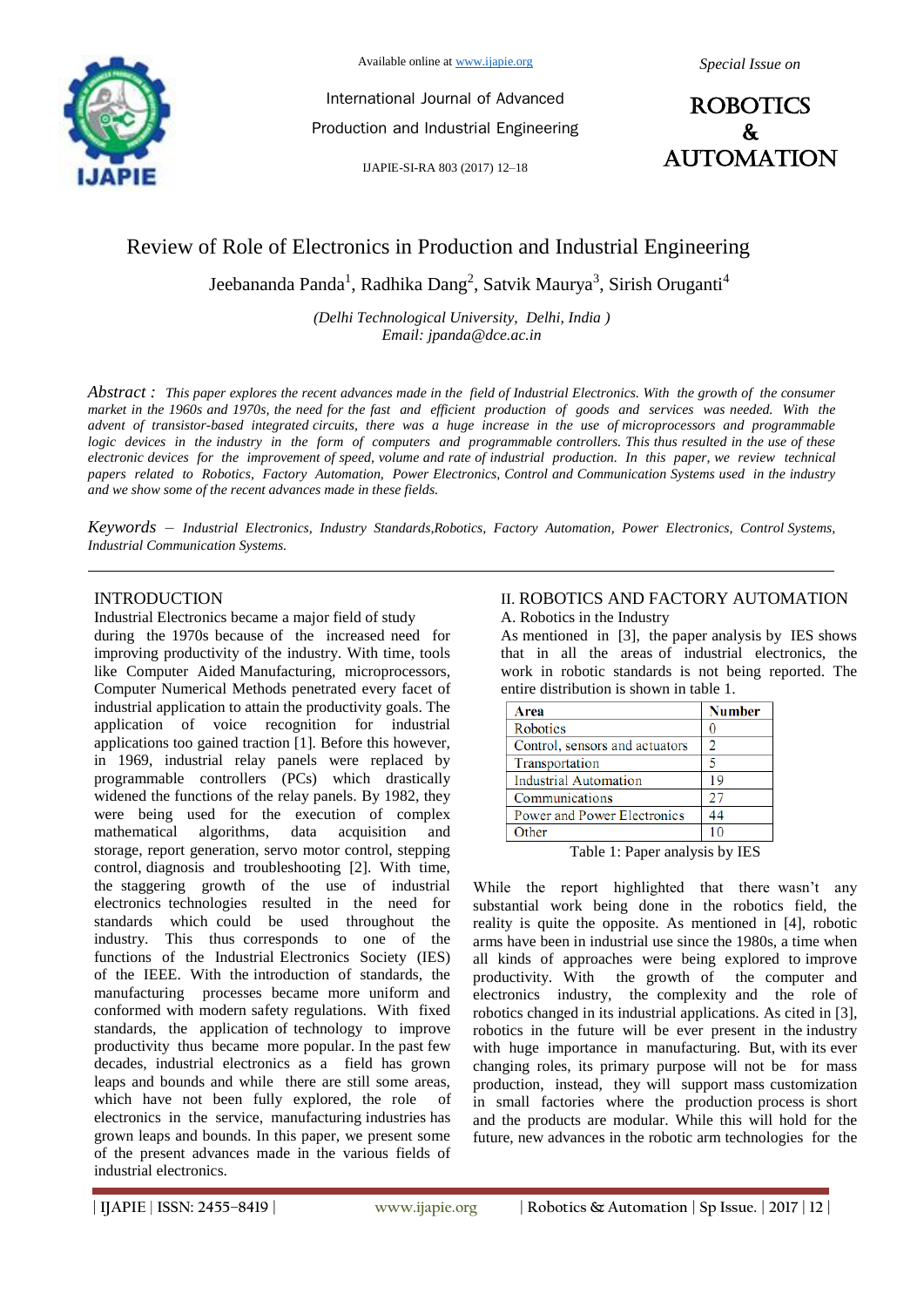# Review of Role of Electronics in Production and Industrial Engineering

Jeebananda Panda[1], Radhika Dang[2], Satvik Maurya[3], Sirish Oruganti[4]

*(Delhi Technological University, Delhi, India )*
*Email: jpanda@dce.ac.in*

*Abstract : This paper explores the recent advances made in the field of Industrial Electronics. With the growth of the consumer market in the 1960s and 1970s, the need for the fast and efficient production of goods and services was needed. With the advent of transistor-based integrated circuits, there was a huge increase in the use of microprocessors and programmable logic devices in the industry in the form of computers and programmable controllers. This thus resulted in the use of these electronic devices for the improvement of speed, volume and rate of industrial production. In this paper, we review technical papers related to Robotics, Factory Automation, Power Electronics, Control and Communication Systems used in the industry and we show some of the recent advances made in these fields.*

*Keywords – Industrial Electronics, Industry Standards,Robotics, Factory Automation, Power Electronics, Control Systems, Industrial Communication Systems.*

## INTRODUCTION

Industrial Electronics became a major field of study during the 1970s because of the increased need for improving productivity of the industry. With time, tools like Computer Aided Manufacturing, microprocessors, Computer Numerical Methods penetrated every facet of industrial application to attain the productivity goals. The application of voice recognition for industrial applications too gained traction [1]. Before this however, in 1969, industrial relay panels were replaced by programmable controllers (PCs) which drastically widened the functions of the relay panels. By 1982, they were being used for the execution of complex mathematical algorithms, data acquisition and storage, report generation, servo motor control, stepping control, diagnosis and troubleshooting [2]. With time, the staggering growth of the use of industrial electronics technologies resulted in the need for standards which could be used throughout the industry. This thus corresponds to one of the functions of the Industrial Electronics Society (IES) of the IEEE. With the introduction of standards, the manufacturing processes became more uniform and conformed with modern safety regulations. With fixed standards, the application of technology to improve productivity thus became more popular. In the past few decades, industrial electronics as a field has grown leaps and bounds and while there are still some areas, which have not been fully explored, the role of electronics in the service, manufacturing industries has grown leaps and bounds. In this paper, we present some of the present advances made in the various fields of industrial electronics.

## II. ROBOTICS AND FACTORY AUTOMATION

### A. Robotics in the Industry

As mentioned in [3], the paper analysis by IES shows that in all the areas of industrial electronics, the work in robotic standards is not being reported. The entire distribution is shown in table 1.

| Area | Number |
|---|---|
| Robotics | 0 |
| Control, sensors and actuators | 2 |
| Transportation | 5 |
| Industrial Automation | 19 |
| Communications | 27 |
| Power and Power Electronics | 44 |
| Other | 10 |

Table 1: Paper analysis by IES

While the report highlighted that there wasn't any substantial work being done in the robotics field, the reality is quite the opposite. As mentioned in [4], robotic arms have been in industrial use since the 1980s, a time when all kinds of approaches were being explored to improve productivity. With the growth of the computer and electronics industry, the complexity and the role of robotics changed in its industrial applications. As cited in [3], robotics in the future will be ever present in the industry with huge importance in manufacturing. But, with its ever changing roles, its primary purpose will not be for mass production, instead, they will support mass customization in small factories where the production process is short and the products are modular. While this will hold for the future, new advances in the robotic arm technologies for the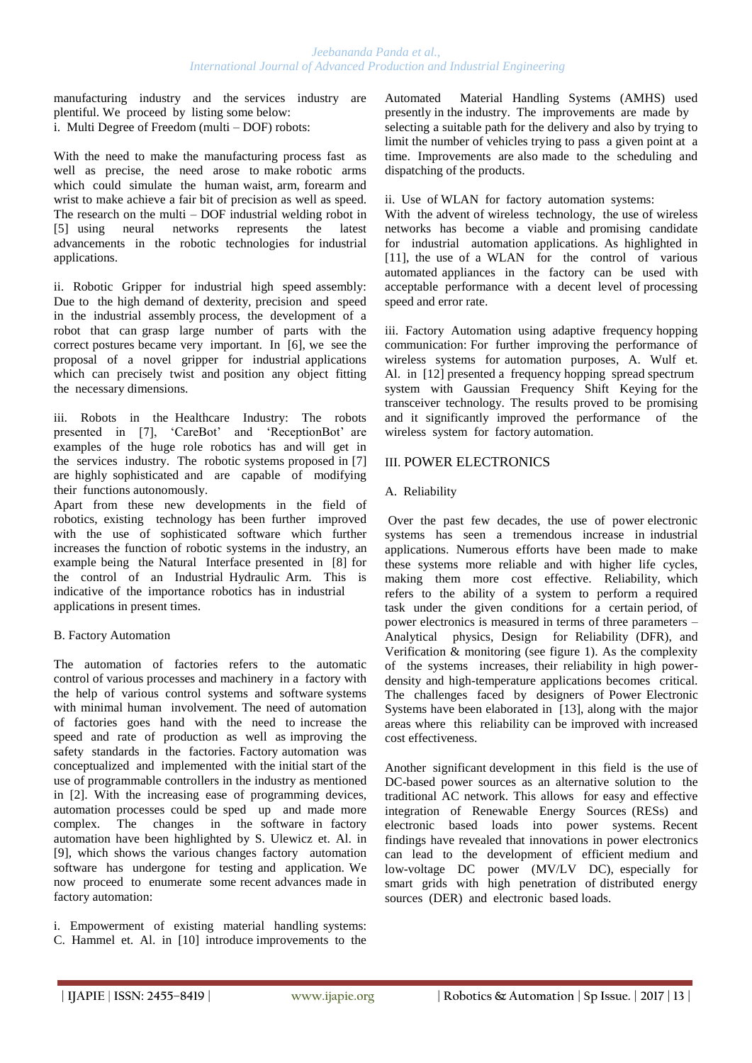manufacturing industry and the services industry are plentiful. We proceed by listing some below:

i. Multi Degree of Freedom (multi – DOF) robots:

With the need to make the manufacturing process fast as well as precise, the need arose to make robotic arms which could simulate the human waist, arm, forearm and wrist to make achieve a fair bit of precision as well as speed. The research on the multi – DOF industrial welding robot in [5] using neural networks represents the latest advancements in the robotic technologies for industrial applications.

ii. Robotic Gripper for industrial high speed assembly: Due to the high demand of dexterity, precision and speed in the industrial assembly process, the development of a robot that can grasp large number of parts with the correct postures became very important. In [6], we see the proposal of a novel gripper for industrial applications which can precisely twist and position any object fitting the necessary dimensions.

iii. Robots in the Healthcare Industry: The robots presented in [7], 'CareBot' and 'ReceptionBot' are examples of the huge role robotics has and will get in the services industry. The robotic systems proposed in [7] are highly sophisticated and are capable of modifying their functions autonomously.

Apart from these new developments in the field of robotics, existing technology has been further improved with the use of sophisticated software which further increases the function of robotic systems in the industry, an example being the Natural Interface presented in [8] for the control of an Industrial Hydraulic Arm. This is indicative of the importance robotics has in industrial applications in present times.

### B. Factory Automation

The automation of factories refers to the automatic control of various processes and machinery in a factory with the help of various control systems and software systems with minimal human involvement. The need of automation of factories goes hand with the need to increase the speed and rate of production as well as improving the safety standards in the factories. Factory automation was conceptualized and implemented with the initial start of the use of programmable controllers in the industry as mentioned in [2]. With the increasing ease of programming devices, automation processes could be sped up and made more complex. The changes in the software in factory automation have been highlighted by S. Ulewicz et. Al. in [9], which shows the various changes factory automation software has undergone for testing and application. We now proceed to enumerate some recent advances made in factory automation:

i. Empowerment of existing material handling systems: C. Hammel et. Al. in [10] introduce improvements to the Automated Material Handling Systems (AMHS) used presently in the industry. The improvements are made by selecting a suitable path for the delivery and also by trying to limit the number of vehicles trying to pass a given point at a time. Improvements are also made to the scheduling and dispatching of the products.

ii. Use of WLAN for factory automation systems: With the advent of wireless technology, the use of wireless networks has become a viable and promising candidate for industrial automation applications. As highlighted in [11], the use of a WLAN for the control of various automated appliances in the factory can be used with acceptable performance with a decent level of processing speed and error rate.

iii. Factory Automation using adaptive frequency hopping communication: For further improving the performance of wireless systems for automation purposes, A. Wulf et. Al. in [12] presented a frequency hopping spread spectrum system with Gaussian Frequency Shift Keying for the transceiver technology. The results proved to be promising and it significantly improved the performance of the wireless system for factory automation.

## III. POWER ELECTRONICS

### A. Reliability

Over the past few decades, the use of power electronic systems has seen a tremendous increase in industrial applications. Numerous efforts have been made to make these systems more reliable and with higher life cycles, making them more cost effective. Reliability, which refers to the ability of a system to perform a required task under the given conditions for a certain period, of power electronics is measured in terms of three parameters – Analytical physics, Design for Reliability (DFR), and Verification & monitoring (see figure 1). As the complexity of the systems increases, their reliability in high power-density and high-temperature applications becomes critical. The challenges faced by designers of Power Electronic Systems have been elaborated in [13], along with the major areas where this reliability can be improved with increased cost effectiveness.

Another significant development in this field is the use of DC-based power sources as an alternative solution to the traditional AC network. This allows for easy and effective integration of Renewable Energy Sources (RESs) and electronic based loads into power systems. Recent findings have revealed that innovations in power electronics can lead to the development of efficient medium and low-voltage DC power (MV/LV DC), especially for smart grids with high penetration of distributed energy sources (DER) and electronic based loads.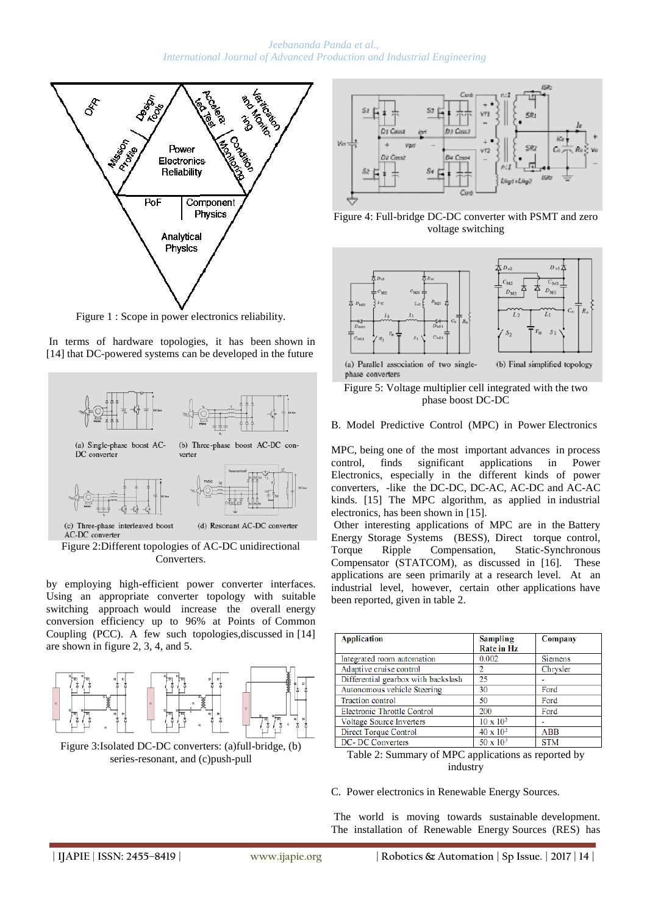Figure 1 : Scope in power electronics reliability.

In terms of hardware topologies, it has been shown in [14] that DC-powered systems can be developed in the future

Figure 2:Different topologies of AC-DC unidirectional Converters.

by employing high-efficient power converter interfaces. Using an appropriate converter topology with suitable switching approach would increase the overall energy conversion efficiency up to 96% at Points of Common Coupling (PCC). A few such topologies,discussed in [14] are shown in figure 2, 3, 4, and 5.

Figure 3:Isolated DC-DC converters: (a)full-bridge, (b) series-resonant, and (c)push-pull

Figure 4: Full-bridge DC-DC converter with PSMT and zero voltage switching

Figure 5: Voltage multiplier cell integrated with the two phase boost DC-DC

## B. Model Predictive Control (MPC) in Power Electronics

MPC, being one of the most important advances in process control, finds significant applications in Power Electronics, especially in the different kinds of power converters, -like the DC-DC, DC-AC, AC-DC and AC-AC kinds. [15] The MPC algorithm, as applied in industrial electronics, has been shown in [15].

Other interesting applications of MPC are in the Battery Energy Storage Systems (BESS), Direct torque control, Torque Ripple Compensation, Static-Synchronous Compensator (STATCOM), as discussed in [16]. These applications are seen primarily at a research level. At an industrial level, however, certain other applications have been reported, given in table 2.

| Application | Sampling Rate in Hz | Company |
|---|---|---|
| Integrated room automation | 0.002 | Siemens |
| Adaptive cruise control | 2 | Chrysler |
| Differential gearbox with backslash | 25 | - |
| Autonomous vehicle Steering | 30 | Ford |
| Traction control | 50 | Ford |
| Electronic Throttle Control | 200 | Ford |
| Voltage Source Inverters | $10 \times 10^3$ | - |
| Direct Torque Control | $40 \times 10^3$ | ABB |
| DC- DC Converters | $50 \times 10^3$ | STM |

Table 2: Summary of MPC applications as reported by industry

## C. Power electronics in Renewable Energy Sources.

The world is moving towards sustainable development. The installation of Renewable Energy Sources (RES) has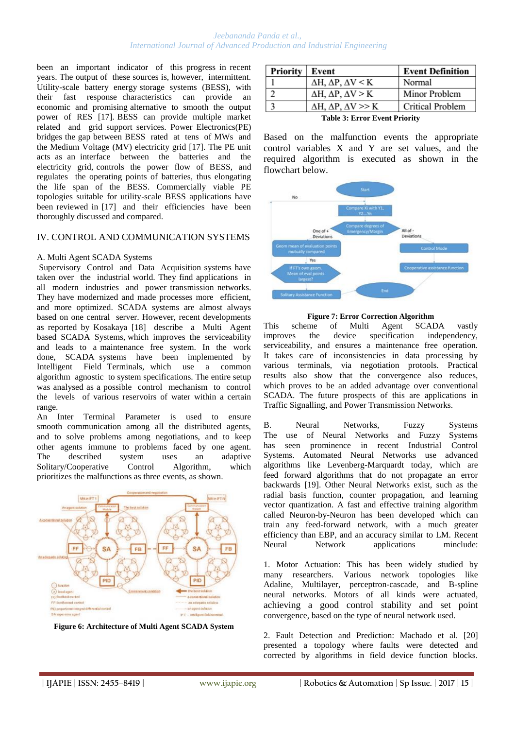been an important indicator of this progress in recent years. The output of these sources is, however, intermittent. Utility-scale battery energy storage systems (BESS), with their fast response characteristics can provide an economic and promising alternative to smooth the output power of RES [17]. BESS can provide multiple market related and grid support services. Power Electronics(PE) bridges the gap between BESS rated at tens of MWs and the Medium Voltage (MV) electricity grid [17]. The PE unit acts as an interface between the batteries and the electricity grid, controls the power flow of BESS, and regulates the operating points of batteries, thus elongating the life span of the BESS. Commercially viable PE topologies suitable for utility-scale BESS applications have been reviewed in [17] and their efficiencies have been thoroughly discussed and compared.

## IV. CONTROL AND COMMUNICATION SYSTEMS

### A. Multi Agent SCADA Systems

Supervisory Control and Data Acquisition systems have taken over the industrial world. They find applications in all modern industries and power transmission networks. They have modernized and made processes more efficient, and more optimized. SCADA systems are almost always based on one central server. However, recent developments as reported by Kosakaya [18] describe a Multi Agent based SCADA Systems, which improves the serviceability and leads to a maintenance free system. In the work done, SCADA systems have been implemented by Intelligent Field Terminals, which use a common algorithm agnostic to system specifications. The entire setup was analysed as a possible control mechanism to control the levels of various reservoirs of water within a certain range.

An Inter Terminal Parameter is used to ensure smooth communication among all the distributed agents, and to solve problems among negotiations, and to keep other agents immune to problems faced by one agent. The described system uses an adaptive Solitary/Cooperative Control Algorithm, which prioritizes the malfunctions as three events, as shown.

**Figure 6: Architecture of Multi Agent SCADA System**

| Priority | Event | Event Definition |
|---|---|---|
| 1 | $\Delta H, \Delta P, \Delta V < K$ | Normal |
| 2 | $\Delta H, \Delta P, \Delta V > K$ | Minor Problem |
| 3 | $\Delta H, \Delta P, \Delta V >> K$ | Critical Problem |

**Table 3: Error Event Priority**

Based on the malfunction events the appropriate control variables X and Y are set values, and the required algorithm is executed as shown in the flowchart below.

**Figure 7: Error Correction Algorithm**

This scheme of Multi Agent SCADA vastly improves the device specification independency, serviceability, and ensures a maintenance free operation. It takes care of inconsistencies in data processing by various terminals, via negotiation protools. Practical results also show that the convergence also reduces, which proves to be an added advantage over conventional SCADA. The future prospects of this are applications in Traffic Signalling, and Power Transmission Networks.

### B. Neural Networks, Fuzzy Systems

The use of Neural Networks and Fuzzy Systems has seen prominence in recent Industrial Control Systems. Automated Neural Networks use advanced algorithms like Levenberg-Marquardt today, which are feed forward algorithms that do not propagate an error backwards [19]. Other Neural Networks exist, such as the radial basis function, counter propagation, and learning vector quantization. A fast and effective training algorithm called Neuron-by-Neuron has been developed which can train any feed-forward network, with a much greater efficiency than EBP, and an accuracy similar to LM. Recent Neural Network applications minclude:

1. Motor Actuation: This has been widely studied by many researchers. Various network topologies like Adaline, Multilayer, perceptron-cascade, and B-spline neural networks. Motors of all kinds were actuated, achieving a good control stability and set point convergence, based on the type of neural network used.

2. Fault Detection and Prediction: Machado et al. [20] presented a topology where faults were detected and corrected by algorithms in field device function blocks.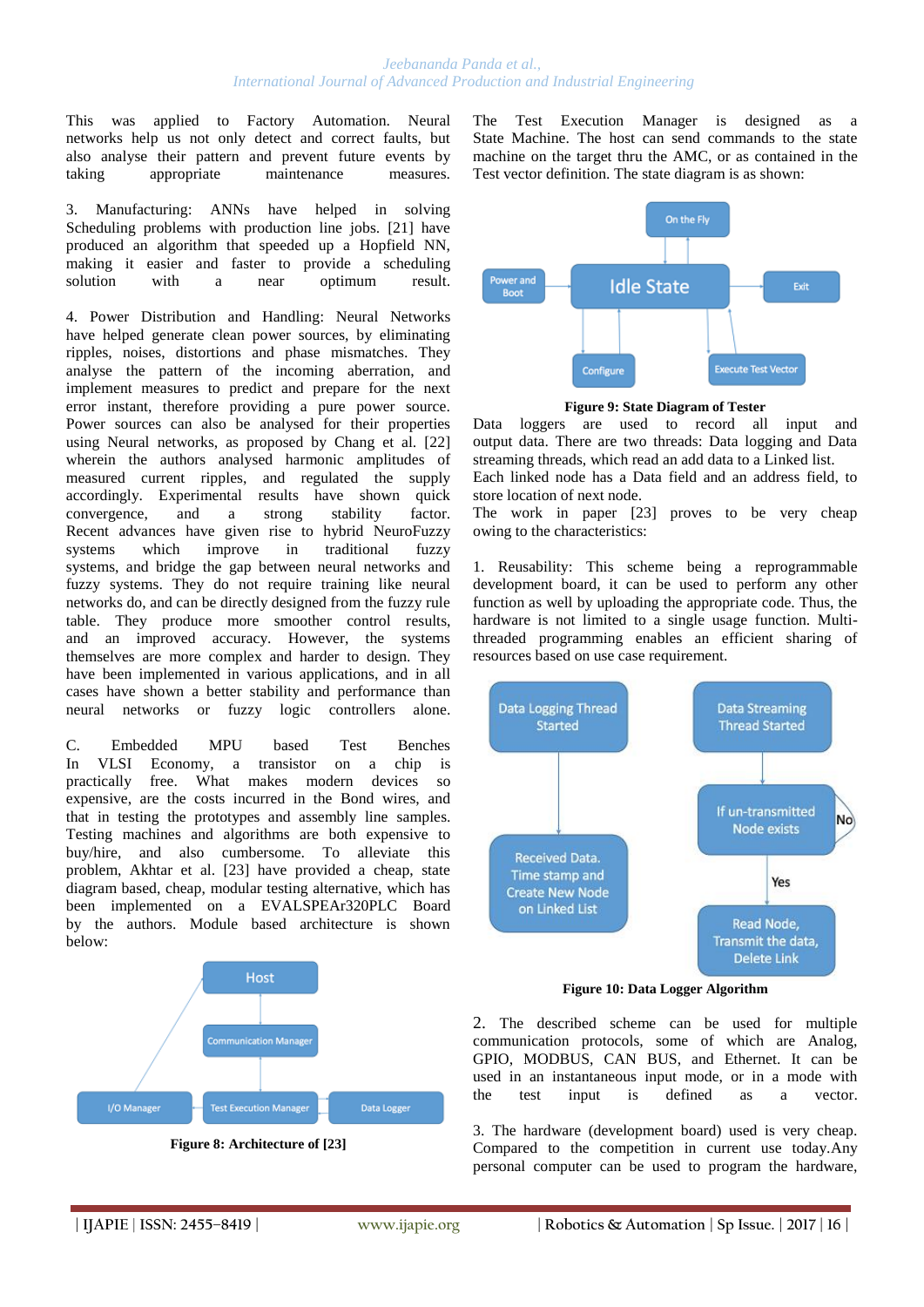This was applied to Factory Automation. Neural networks help us not only detect and correct faults, but also analyse their pattern and prevent future events by taking appropriate maintenance measures.

3. Manufacturing: ANNs have helped in solving Scheduling problems with production line jobs. [21] have produced an algorithm that speeded up a Hopfield NN, making it easier and faster to provide a scheduling solution with a near optimum result.

4. Power Distribution and Handling: Neural Networks have helped generate clean power sources, by eliminating ripples, noises, distortions and phase mismatches. They analyse the pattern of the incoming aberration, and implement measures to predict and prepare for the next error instant, therefore providing a pure power source. Power sources can also be analysed for their properties using Neural networks, as proposed by Chang et al. [22] wherein the authors analysed harmonic amplitudes of measured current ripples, and regulated the supply accordingly. Experimental results have shown quick convergence, and a strong stability factor. Recent advances have given rise to hybrid NeuroFuzzy systems which improve in traditional fuzzy systems, and bridge the gap between neural networks and fuzzy systems. They do not require training like neural networks do, and can be directly designed from the fuzzy rule table. They produce more smoother control results, and an improved accuracy. However, the systems themselves are more complex and harder to design. They have been implemented in various applications, and in all cases have shown a better stability and performance than neural networks or fuzzy logic controllers alone.

C. Embedded MPU based Test Benches

In VLSI Economy, a transistor on a chip is practically free. What makes modern devices so expensive, are the costs incurred in the Bond wires, and that in testing the prototypes and assembly line samples. Testing machines and algorithms are both expensive to buy/hire, and also cumbersome. To alleviate this problem, Akhtar et al. [23] have provided a cheap, state diagram based, cheap, modular testing alternative, which has been implemented on a EVALSPEAr320PLC Board by the authors. Module based architecture is shown below:

**Figure 8: Architecture of [23]**

The Test Execution Manager is designed as a State Machine. The host can send commands to the state machine on the target thru the AMC, or as contained in the Test vector definition. The state diagram is as shown:

**Figure 9: State Diagram of Tester**

Data loggers are used to record all input and output data. There are two threads: Data logging and Data streaming threads, which read an add data to a Linked list. Each linked node has a Data field and an address field, to store location of next node.

The work in paper [23] proves to be very cheap owing to the characteristics:

1. Reusability: This scheme being a reprogrammable development board, it can be used to perform any other function as well by uploading the appropriate code. Thus, the hardware is not limited to a single usage function. Multi-threaded programming enables an efficient sharing of resources based on use case requirement.

**Figure 10: Data Logger Algorithm**

2. The described scheme can be used for multiple communication protocols, some of which are Analog, GPIO, MODBUS, CAN BUS, and Ethernet. It can be used in an instantaneous input mode, or in a mode with the test input is defined as a vector.

3. The hardware (development board) used is very cheap. Compared to the competition in current use today.Any personal computer can be used to program the hardware,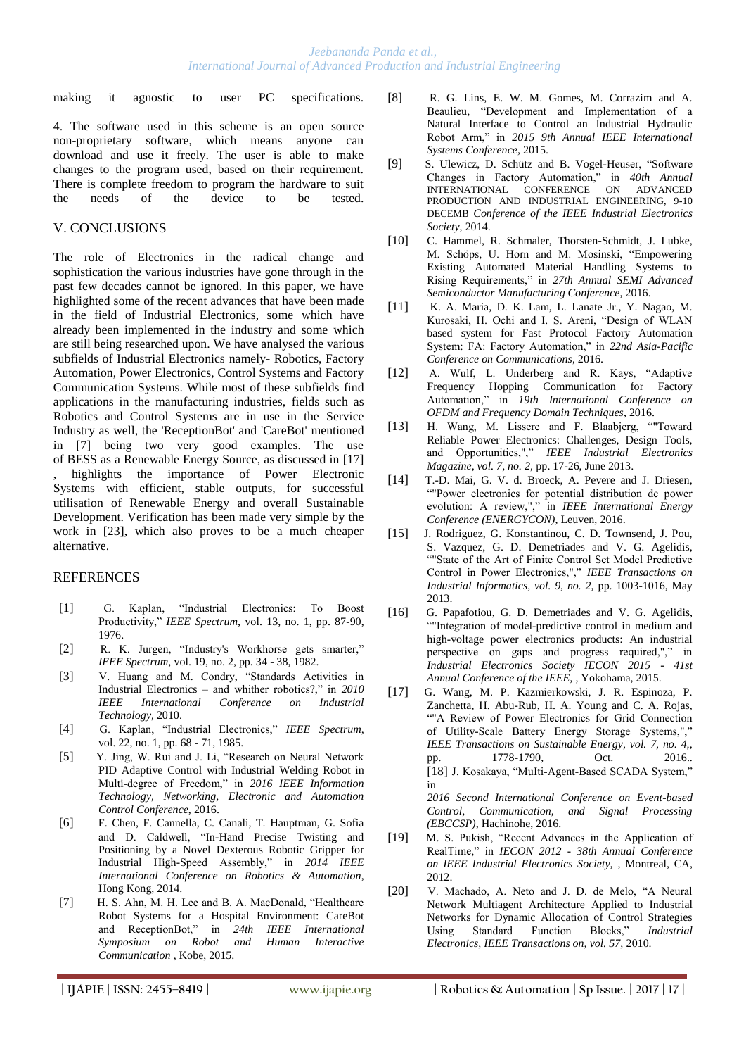making it agnostic to user PC specifications.

4. The software used in this scheme is an open source non-proprietary software, which means anyone can download and use it freely. The user is able to make changes to the program used, based on their requirement. There is complete freedom to program the hardware to suit the needs of the device to be tested.

## V. CONCLUSIONS

The role of Electronics in the radical change and sophistication the various industries have gone through in the past few decades cannot be ignored. In this paper, we have highlighted some of the recent advances that have been made in the field of Industrial Electronics, some which have already been implemented in the industry and some which are still being researched upon. We have analysed the various subfields of Industrial Electronics namely- Robotics, Factory Automation, Power Electronics, Control Systems and Factory Communication Systems. While most of these subfields find applications in the manufacturing industries, fields such as Robotics and Control Systems are in use in the Service Industry as well, the 'ReceptionBot' and 'CareBot' mentioned in [7] being two very good examples. The use of BESS as a Renewable Energy Source, as discussed in [17] , highlights the importance of Power Electronic Systems with efficient, stable outputs, for successful utilisation of Renewable Energy and overall Sustainable Development. Verification has been made very simple by the work in [23], which also proves to be a much cheaper alternative.

## REFERENCES

[1] G. Kaplan, "Industrial Electronics: To Boost Productivity," *IEEE Spectrum*, vol. 13, no. 1, pp. 87-90, 1976.

[2] R. K. Jurgen, "Industry's Workhorse gets smarter," *IEEE Spectrum*, vol. 19, no. 2, pp. 34 - 38, 1982.

[3] V. Huang and M. Condry, "Standards Activities in Industrial Electronics – and whither robotics?," in *2010 IEEE International Conference on Industrial Technology*, 2010.

[4] G. Kaplan, "Industrial Electronics," *IEEE Spectrum*, vol. 22, no. 1, pp. 68 - 71, 1985.

[5] Y. Jing, W. Rui and J. Li, "Research on Neural Network PID Adaptive Control with Industrial Welding Robot in Multi-degree of Freedom," in *2016 IEEE Information Technology, Networking, Electronic and Automation Control Conference*, 2016.

[6] F. Chen, F. Cannella, C. Canali, T. Hauptman, G. Sofia and D. Caldwell, "In-Hand Precise Twisting and Positioning by a Novel Dexterous Robotic Gripper for Industrial High-Speed Assembly," in *2014 IEEE International Conference on Robotics & Automation*, Hong Kong, 2014.

[7] H. S. Ahn, M. H. Lee and B. A. MacDonald, "Healthcare Robot Systems for a Hospital Environment: CareBot and ReceptionBot," in *24th IEEE International Symposium on Robot and Human Interactive Communication* , Kobe, 2015.

[8] R. G. Lins, E. W. M. Gomes, M. Corrazim and A. Beaulieu, "Development and Implementation of a Natural Interface to Control an Industrial Hydraulic Robot Arm," in *2015 9th Annual IEEE International Systems Conference*, 2015.

[9] S. Ulewicz, D. Schütz and B. Vogel-Heuser, "Software Changes in Factory Automation," in *40th Annual* INTERNATIONAL CONFERENCE ON ADVANCED PRODUCTION AND INDUSTRIAL ENGINEERING, 9-10 DECEMB *Conference of the IEEE Industrial Electronics Society*, 2014.

[10] C. Hammel, R. Schmaler, Thorsten-Schmidt, J. Lubke, M. Schöps, U. Horn and M. Mosinski, "Empowering Existing Automated Material Handling Systems to Rising Requirements," in *27th Annual SEMI Advanced Semiconductor Manufacturing Conference*, 2016.

[11] K. A. Maria, D. K. Lam, L. Lanate Jr., Y. Nagao, M. Kurosaki, H. Ochi and I. S. Areni, "Design of WLAN based system for Fast Protocol Factory Automation System: FA: Factory Automation," in *22nd Asia-Pacific Conference on Communications*, 2016.

[12] A. Wulf, L. Underberg and R. Kays, "Adaptive Frequency Hopping Communication for Factory Automation," in *19th International Conference on OFDM and Frequency Domain Techniques*, 2016.

[13] H. Wang, M. Lissere and F. Blaabjerg, ""Toward Reliable Power Electronics: Challenges, Design Tools, and Opportunities,"," *IEEE Industrial Electronics Magazine, vol. 7, no. 2,* pp. 17-26, June 2013.

[14] T.-D. Mai, G. V. d. Broeck, A. Pevere and J. Driesen, ""Power electronics for potential distribution dc power evolution: A review,"," in *IEEE International Energy Conference (ENERGYCON)*, Leuven, 2016.

[15] J. Rodriguez, G. Konstantinou, C. D. Townsend, J. Pou, S. Vazquez, G. D. Demetriades and V. G. Agelidis, ""State of the Art of Finite Control Set Model Predictive Control in Power Electronics,"," *IEEE Transactions on Industrial Informatics, vol. 9, no. 2,* pp. 1003-1016, May 2013.

[16] G. Papafotiou, G. D. Demetriades and V. G. Agelidis, ""Integration of model-predictive control in medium and high-voltage power electronics products: An industrial perspective on gaps and progress required,"," in *Industrial Electronics Society IECON 2015 - 41st Annual Conference of the IEEE*, , Yokohama, 2015.

[17] G. Wang, M. P. Kazmierkowski, J. R. Espinoza, P. Zanchetta, H. Abu-Rub, H. A. Young and C. A. Rojas, ""A Review of Power Electronics for Grid Connection of Utility-Scale Battery Energy Storage Systems,"," *IEEE Transactions on Sustainable Energy, vol. 7, no. 4,*, pp. 1778-1790, Oct. 2016..

[18] J. Kosakaya, "Multi-Agent-Based SCADA System," in *2016 Second International Conference on Event-based Control, Communication, and Signal Processing (EBCCSP)*, Hachinohe, 2016.

[19] M. S. Pukish, "Recent Advances in the Application of RealTime," in *IECON 2012 - 38th Annual Conference on IEEE Industrial Electronics Society*, , Montreal, CA, 2012.

[20] V. Machado, A. Neto and J. D. de Melo, "A Neural Network Multiagent Architecture Applied to Industrial Networks for Dynamic Allocation of Control Strategies Using Standard Function Blocks," *Industrial Electronics, IEEE Transactions on, vol. 57,* 2010.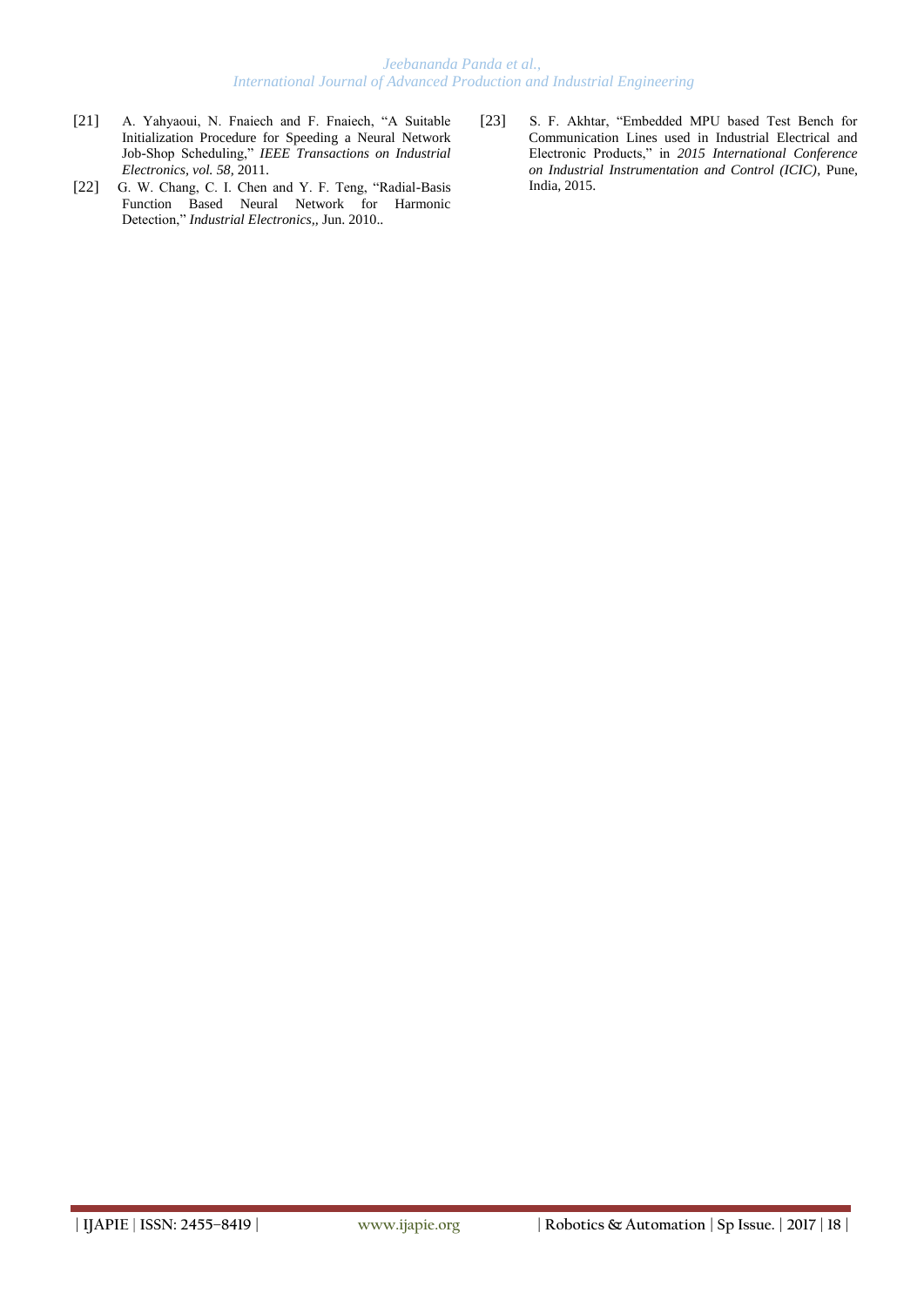[21] A. Yahyaoui, N. Fnaiech and F. Fnaiech, "A Suitable Initialization Procedure for Speeding a Neural Network Job-Shop Scheduling," *IEEE Transactions on Industrial Electronics, vol. 58,* 2011.

[22] G. W. Chang, C. I. Chen and Y. F. Teng, "Radial-Basis Function Based Neural Network for Harmonic Detection," *Industrial Electronics,*, Jun. 2010..

[23] S. F. Akhtar, "Embedded MPU based Test Bench for Communication Lines used in Industrial Electrical and Electronic Products," in *2015 International Conference on Industrial Instrumentation and Control (ICIC)*, Pune, India, 2015.